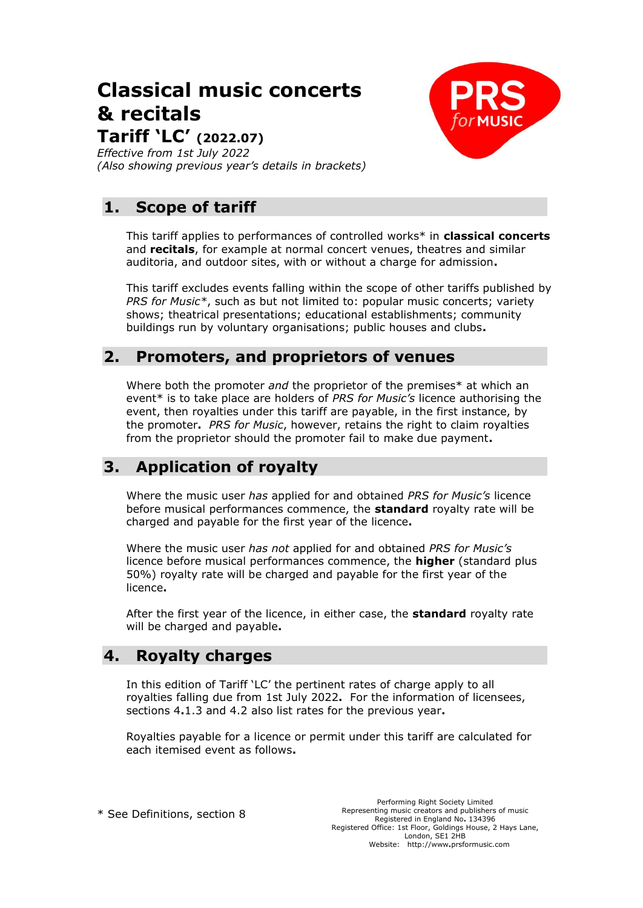# Classical music concerts & recitals

## Tariff 'LC' (2022.07)

*Effective from 1st July 2022*
*(Also showing previous year's details in brackets)*

## 1. Scope of tariff

This tariff applies to performances of controlled works* in **classical concerts** and **recitals**, for example at normal concert venues, theatres and similar auditoria, and outdoor sites, with or without a charge for admission.

This tariff excludes events falling within the scope of other tariffs published by *PRS for Music**, such as but not limited to: popular music concerts; variety shows; theatrical presentations; educational establishments; community buildings run by voluntary organisations; public houses and clubs.

## 2. Promoters, and proprietors of venues

Where both the promoter *and* the proprietor of the premises* at which an event* is to take place are holders of *PRS for Music's* licence authorising the event, then royalties under this tariff are payable, in the first instance, by the promoter. *PRS for Music*, however, retains the right to claim royalties from the proprietor should the promoter fail to make due payment.

## 3. Application of royalty

Where the music user *has* applied for and obtained *PRS for Music's* licence before musical performances commence, the **standard** royalty rate will be charged and payable for the first year of the licence.

Where the music user *has not* applied for and obtained *PRS for Music's* licence before musical performances commence, the **higher** (standard plus 50%) royalty rate will be charged and payable for the first year of the licence.

After the first year of the licence, in either case, the **standard** royalty rate will be charged and payable.

## 4. Royalty charges

In this edition of Tariff 'LC' the pertinent rates of charge apply to all royalties falling due from 1st July 2022. For the information of licensees, sections 4.1.3 and 4.2 also list rates for the previous year.

Royalties payable for a licence or permit under this tariff are calculated for each itemised event as follows.

\* See Definitions, section 8

Performing Right Society Limited
Representing music creators and publishers of music
Registered in England No. 134396
Registered Office: 1st Floor, Goldings House, 2 Hays Lane, London, SE1 2HB
Website: http://www.prsformusic.com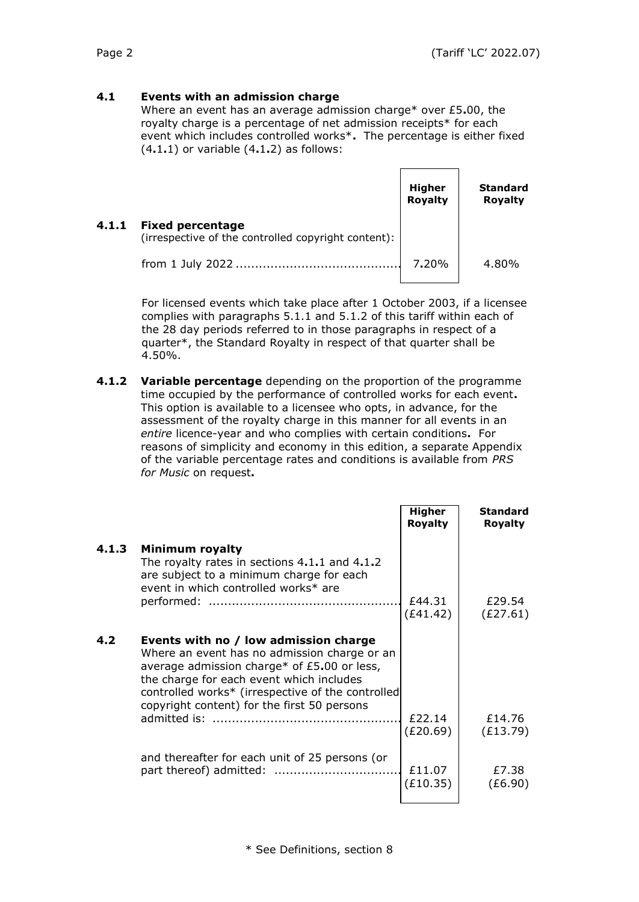### 4.1 Events with an admission charge

Where an event has an average admission charge* over £5.00, the royalty charge is a percentage of net admission receipts* for each event which includes controlled works*. The percentage is either fixed (4.1.1) or variable (4.1.2) as follows:

| | Higher Royalty | Standard Royalty |
|---|---|---|
| **4.1.1 Fixed percentage** (irrespective of the controlled copyright content): | | |
| from 1 July 2022 .......................................... | 7.20% | 4.80% |

For licensed events which take place after 1 October 2003, if a licensee complies with paragraphs 5.1.1 and 5.1.2 of this tariff within each of the 28 day periods referred to in those paragraphs in respect of a quarter*, the Standard Royalty in respect of that quarter shall be 4.50%.

**4.1.2 Variable percentage** depending on the proportion of the programme time occupied by the performance of controlled works for each event. This option is available to a licensee who opts, in advance, for the assessment of the royalty charge in this manner for all events in an *entire* licence-year and who complies with certain conditions. For reasons of simplicity and economy in this edition, a separate Appendix of the variable percentage rates and conditions is available from *PRS for Music* on request.

| | Higher Royalty | Standard Royalty |
|---|---|---|
| **4.1.3 Minimum royalty** The royalty rates in sections 4.1.1 and 4.1.2 are subject to a minimum charge for each event in which controlled works* are performed: ................................................ | £44.31 (£41.42) | £29.54 (£27.61) |
| **4.2 Events with no / low admission charge** Where an event has no admission charge or an average admission charge* of £5.00 or less, the charge for each event which includes controlled works* (irrespective of the controlled copyright content) for the first 50 persons admitted is: ................................................ | £22.14 (£20.69) | £14.76 (£13.79) |
| and thereafter for each unit of 25 persons (or part thereof) admitted: ................................ | £11.07 (£10.35) | £7.38 (£6.90) |

\* See Definitions, section 8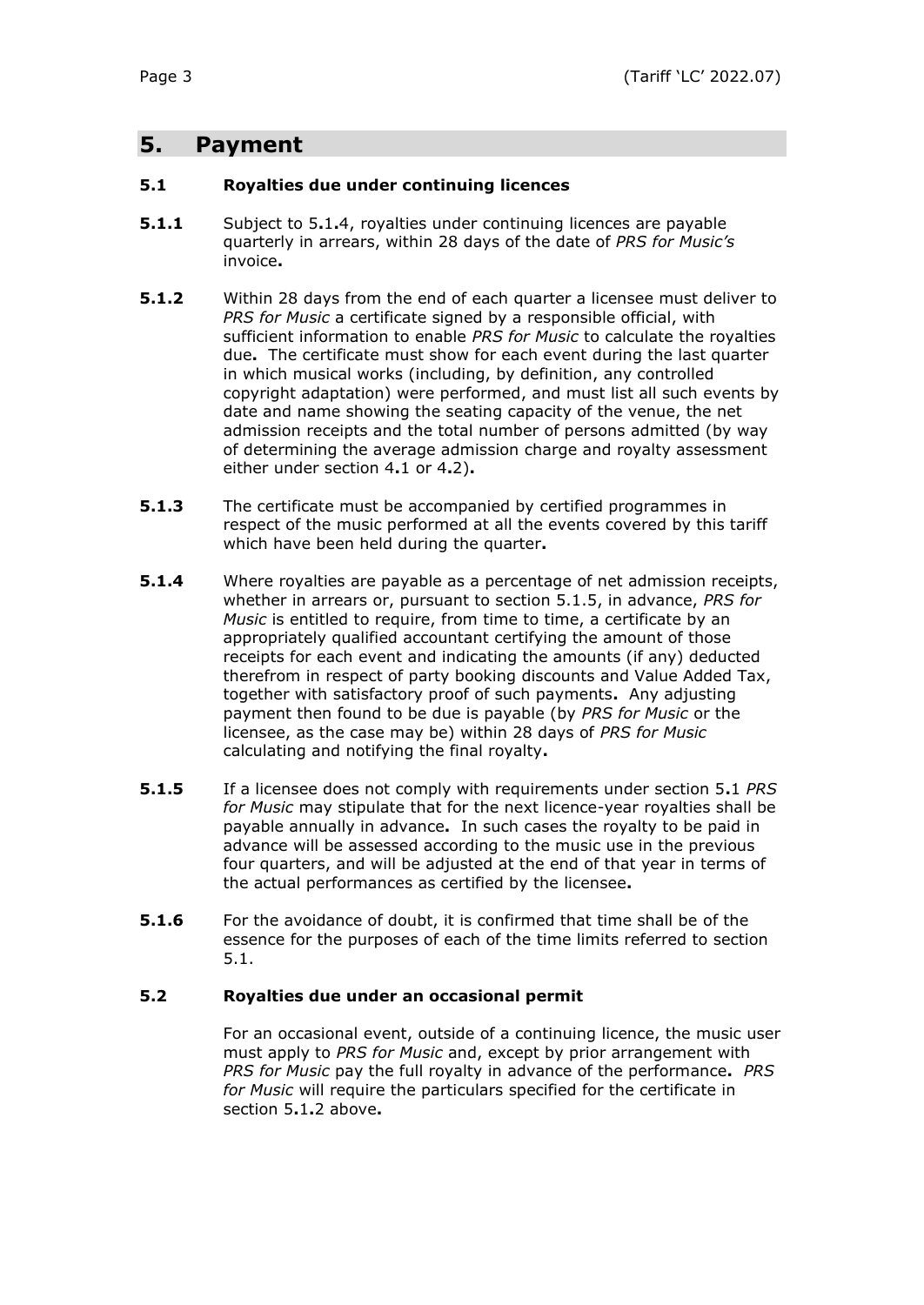## 5. Payment

### 5.1 Royalties due under continuing licences

**5.1.1** Subject to 5.1.4, royalties under continuing licences are payable quarterly in arrears, within 28 days of the date of *PRS for Music's* invoice.

**5.1.2** Within 28 days from the end of each quarter a licensee must deliver to *PRS for Music* a certificate signed by a responsible official, with sufficient information to enable *PRS for Music* to calculate the royalties due. The certificate must show for each event during the last quarter in which musical works (including, by definition, any controlled copyright adaptation) were performed, and must list all such events by date and name showing the seating capacity of the venue, the net admission receipts and the total number of persons admitted (by way of determining the average admission charge and royalty assessment either under section 4.1 or 4.2).

**5.1.3** The certificate must be accompanied by certified programmes in respect of the music performed at all the events covered by this tariff which have been held during the quarter.

**5.1.4** Where royalties are payable as a percentage of net admission receipts, whether in arrears or, pursuant to section 5.1.5, in advance, *PRS for Music* is entitled to require, from time to time, a certificate by an appropriately qualified accountant certifying the amount of those receipts for each event and indicating the amounts (if any) deducted therefrom in respect of party booking discounts and Value Added Tax, together with satisfactory proof of such payments. Any adjusting payment then found to be due is payable (by *PRS for Music* or the licensee, as the case may be) within 28 days of *PRS for Music* calculating and notifying the final royalty.

**5.1.5** If a licensee does not comply with requirements under section 5.1 *PRS for Music* may stipulate that for the next licence-year royalties shall be payable annually in advance. In such cases the royalty to be paid in advance will be assessed according to the music use in the previous four quarters, and will be adjusted at the end of that year in terms of the actual performances as certified by the licensee.

**5.1.6** For the avoidance of doubt, it is confirmed that time shall be of the essence for the purposes of each of the time limits referred to section 5.1.

### 5.2 Royalties due under an occasional permit

For an occasional event, outside of a continuing licence, the music user must apply to *PRS for Music* and, except by prior arrangement with *PRS for Music* pay the full royalty in advance of the performance. *PRS for Music* will require the particulars specified for the certificate in section 5.1.2 above.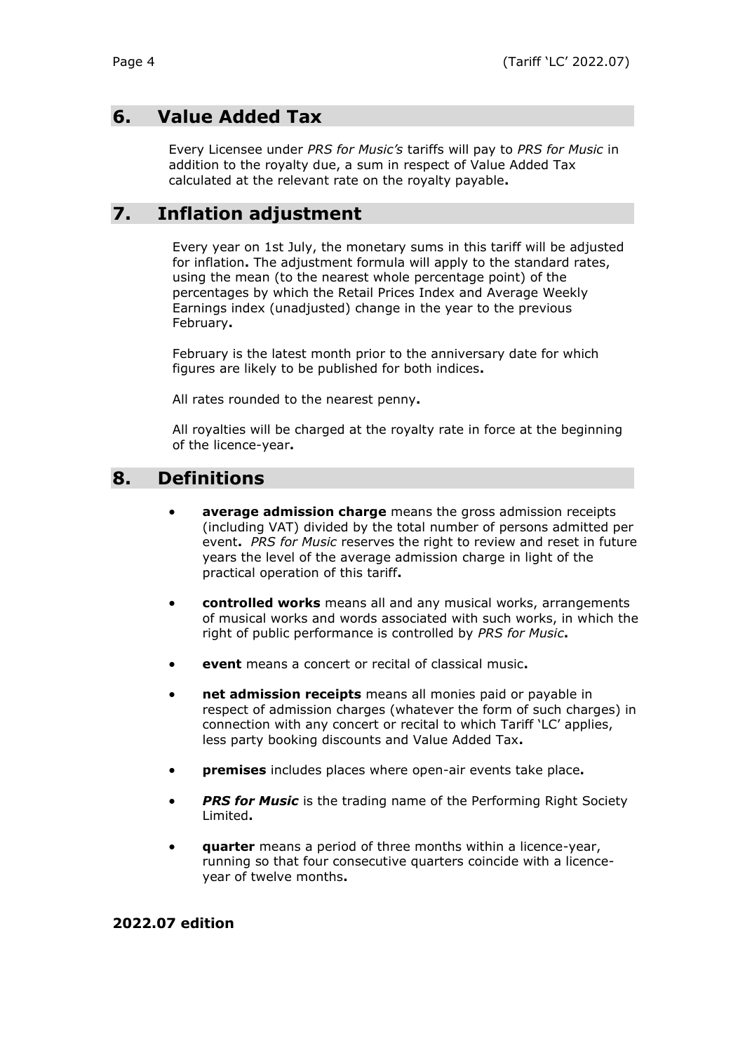## 6. Value Added Tax

Every Licensee under *PRS for Music's* tariffs will pay to *PRS for Music* in addition to the royalty due, a sum in respect of Value Added Tax calculated at the relevant rate on the royalty payable.

## 7. Inflation adjustment

Every year on 1st July, the monetary sums in this tariff will be adjusted for inflation. The adjustment formula will apply to the standard rates, using the mean (to the nearest whole percentage point) of the percentages by which the Retail Prices Index and Average Weekly Earnings index (unadjusted) change in the year to the previous February.

February is the latest month prior to the anniversary date for which figures are likely to be published for both indices.

All rates rounded to the nearest penny.

All royalties will be charged at the royalty rate in force at the beginning of the licence-year.

## 8. Definitions

- **average admission charge** means the gross admission receipts (including VAT) divided by the total number of persons admitted per event. *PRS for Music* reserves the right to review and reset in future years the level of the average admission charge in light of the practical operation of this tariff.
- **controlled works** means all and any musical works, arrangements of musical works and words associated with such works, in which the right of public performance is controlled by *PRS for Music*.
- **event** means a concert or recital of classical music.
- **net admission receipts** means all monies paid or payable in respect of admission charges (whatever the form of such charges) in connection with any concert or recital to which Tariff 'LC' applies, less party booking discounts and Value Added Tax.
- **premises** includes places where open-air events take place.
- ***PRS for Music*** is the trading name of the Performing Right Society Limited.
- **quarter** means a period of three months within a licence-year, running so that four consecutive quarters coincide with a licence-year of twelve months.

**2022.07 edition**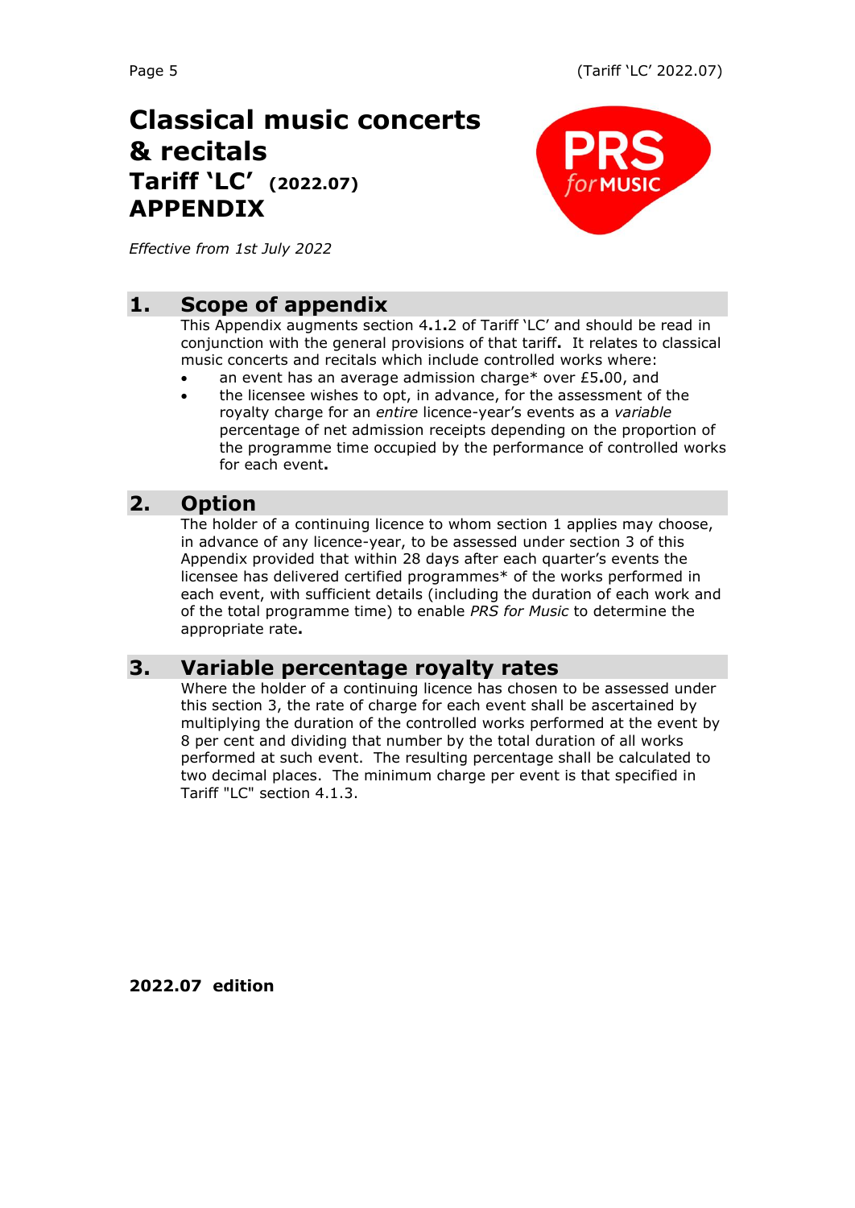# Classical music concerts & recitals
# Tariff 'LC' (2022.07)
# APPENDIX

*Effective from 1st July 2022*

## 1. Scope of appendix

This Appendix augments section 4.1.2 of Tariff 'LC' and should be read in conjunction with the general provisions of that tariff. It relates to classical music concerts and recitals which include controlled works where:

- an event has an average admission charge* over £5.00, and
- the licensee wishes to opt, in advance, for the assessment of the royalty charge for an *entire* licence-year's events as a *variable* percentage of net admission receipts depending on the proportion of the programme time occupied by the performance of controlled works for each event.

## 2. Option

The holder of a continuing licence to whom section 1 applies may choose, in advance of any licence-year, to be assessed under section 3 of this Appendix provided that within 28 days after each quarter's events the licensee has delivered certified programmes* of the works performed in each event, with sufficient details (including the duration of each work and of the total programme time) to enable *PRS for Music* to determine the appropriate rate.

## 3. Variable percentage royalty rates

Where the holder of a continuing licence has chosen to be assessed under this section 3, the rate of charge for each event shall be ascertained by multiplying the duration of the controlled works performed at the event by 8 per cent and dividing that number by the total duration of all works performed at such event. The resulting percentage shall be calculated to two decimal places. The minimum charge per event is that specified in Tariff "LC" section 4.1.3.

**2022.07 edition**